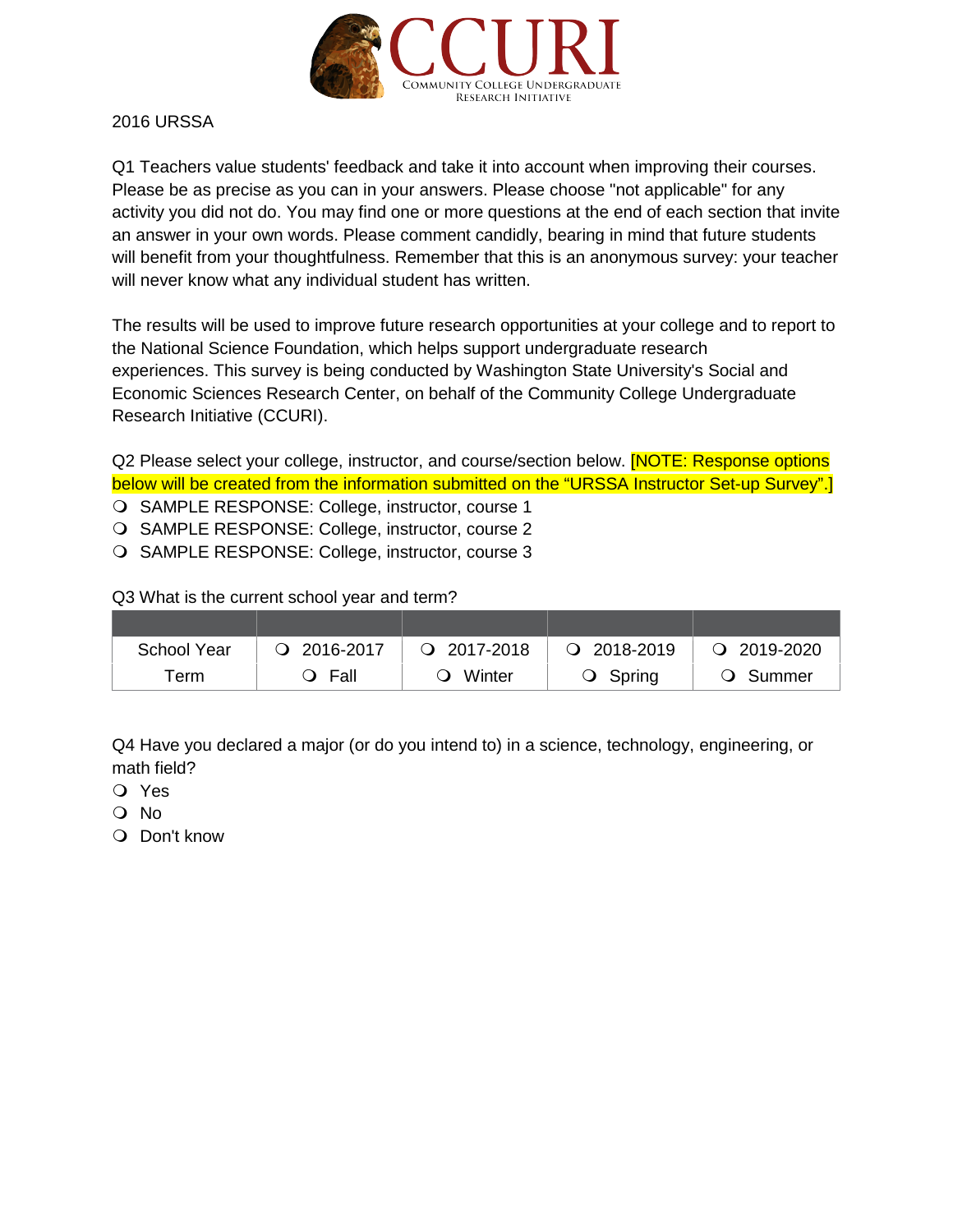CCURI
COMMUNITY COLLEGE UNDERGRADUATE RESEARCH INITIATIVE

2016 URSSA

Q1 Teachers value students' feedback and take it into account when improving their courses. Please be as precise as you can in your answers. Please choose "not applicable" for any activity you did not do. You may find one or more questions at the end of each section that invite an answer in your own words. Please comment candidly, bearing in mind that future students will benefit from your thoughtfulness. Remember that this is an anonymous survey: your teacher will never know what any individual student has written.

The results will be used to improve future research opportunities at your college and to report to the National Science Foundation, which helps support undergraduate research experiences. This survey is being conducted by Washington State University's Social and Economic Sciences Research Center, on behalf of the Community College Undergraduate Research Initiative (CCURI).

Q2 Please select your college, instructor, and course/section below. [NOTE: Response options below will be created from the information submitted on the "URSSA Instructor Set-up Survey".]

- ❍ SAMPLE RESPONSE: College, instructor, course 1
- ❍ SAMPLE RESPONSE: College, instructor, course 2
- ❍ SAMPLE RESPONSE: College, instructor, course 3

Q3 What is the current school year and term?

| | | | | |
|---|---|---|---|---|
| School Year | ❍ 2016-2017 | ❍ 2017-2018 | ❍ 2018-2019 | ❍ 2019-2020 |
| Term | ❍ Fall | ❍ Winter | ❍ Spring | ❍ Summer |

Q4 Have you declared a major (or do you intend to) in a science, technology, engineering, or math field?

- ❍ Yes
- ❍ No
- ❍ Don't know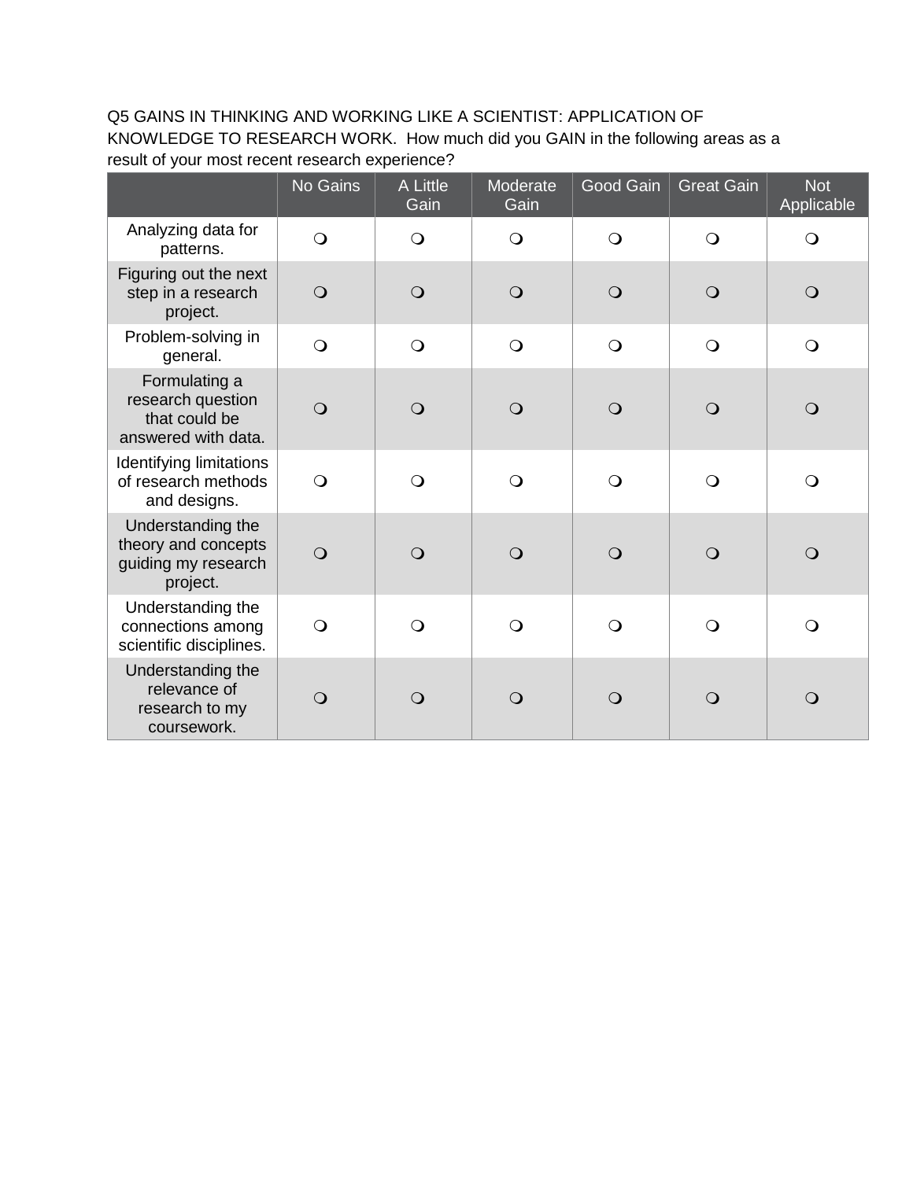Q5 GAINS IN THINKING AND WORKING LIKE A SCIENTIST: APPLICATION OF KNOWLEDGE TO RESEARCH WORK. How much did you GAIN in the following areas as a result of your most recent research experience?

| | No Gains | A Little Gain | Moderate Gain | Good Gain | Great Gain | Not Applicable |
|---|---|---|---|---|---|---|
| Analyzing data for patterns. | ❍ | ❍ | ❍ | ❍ | ❍ | ❍ |
| Figuring out the next step in a research project. | ❍ | ❍ | ❍ | ❍ | ❍ | ❍ |
| Problem-solving in general. | ❍ | ❍ | ❍ | ❍ | ❍ | ❍ |
| Formulating a research question that could be answered with data. | ❍ | ❍ | ❍ | ❍ | ❍ | ❍ |
| Identifying limitations of research methods and designs. | ❍ | ❍ | ❍ | ❍ | ❍ | ❍ |
| Understanding the theory and concepts guiding my research project. | ❍ | ❍ | ❍ | ❍ | ❍ | ❍ |
| Understanding the connections among scientific disciplines. | ❍ | ❍ | ❍ | ❍ | ❍ | ❍ |
| Understanding the relevance of research to my coursework. | ❍ | ❍ | ❍ | ❍ | ❍ | ❍ |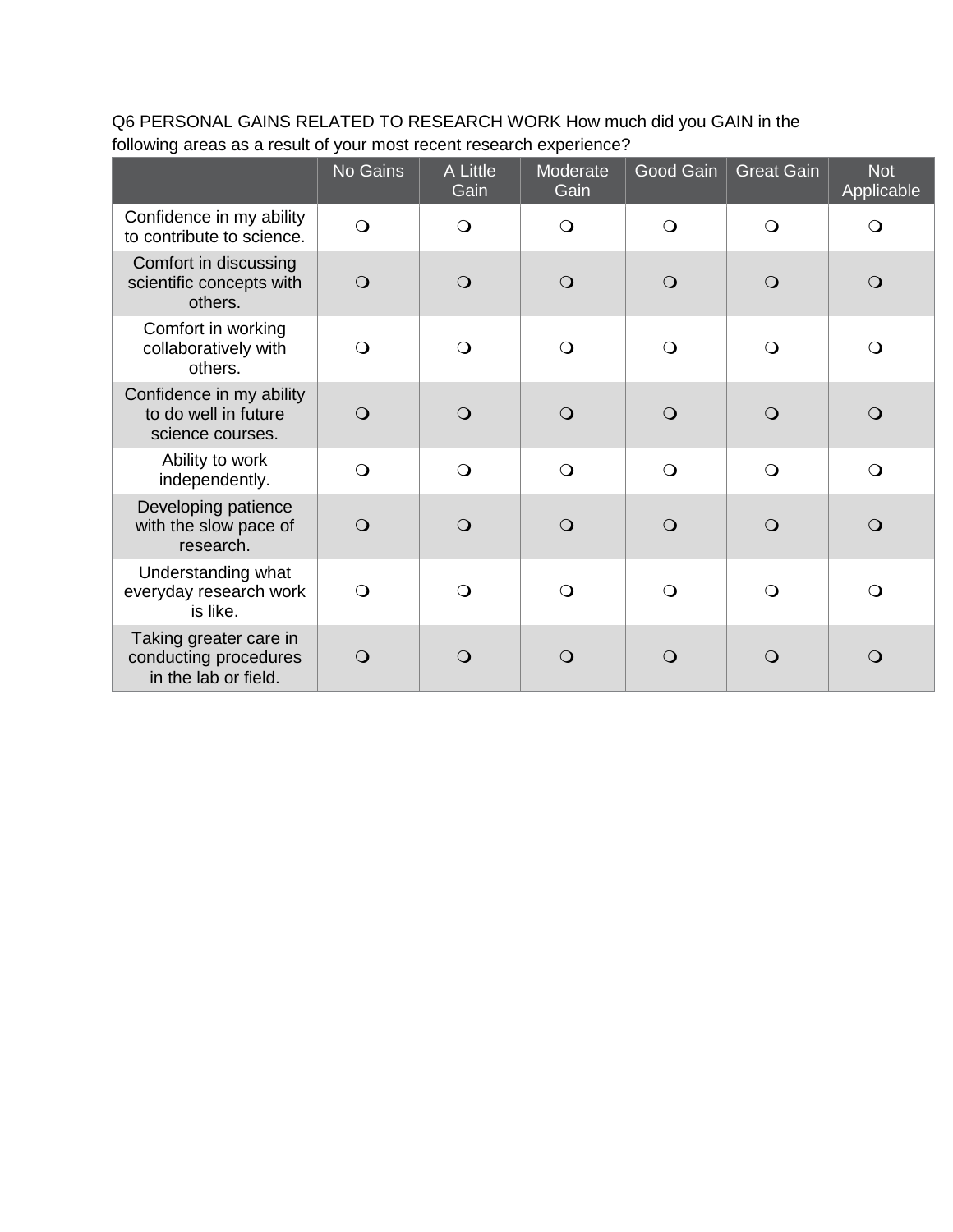Q6 PERSONAL GAINS RELATED TO RESEARCH WORK How much did you GAIN in the following areas as a result of your most recent research experience?

| | No Gains | A Little Gain | Moderate Gain | Good Gain | Great Gain | Not Applicable |
|---|---|---|---|---|---|---|
| Confidence in my ability to contribute to science. | ❍ | ❍ | ❍ | ❍ | ❍ | ❍ |
| Comfort in discussing scientific concepts with others. | ❍ | ❍ | ❍ | ❍ | ❍ | ❍ |
| Comfort in working collaboratively with others. | ❍ | ❍ | ❍ | ❍ | ❍ | ❍ |
| Confidence in my ability to do well in future science courses. | ❍ | ❍ | ❍ | ❍ | ❍ | ❍ |
| Ability to work independently. | ❍ | ❍ | ❍ | ❍ | ❍ | ❍ |
| Developing patience with the slow pace of research. | ❍ | ❍ | ❍ | ❍ | ❍ | ❍ |
| Understanding what everyday research work is like. | ❍ | ❍ | ❍ | ❍ | ❍ | ❍ |
| Taking greater care in conducting procedures in the lab or field. | ❍ | ❍ | ❍ | ❍ | ❍ | ❍ |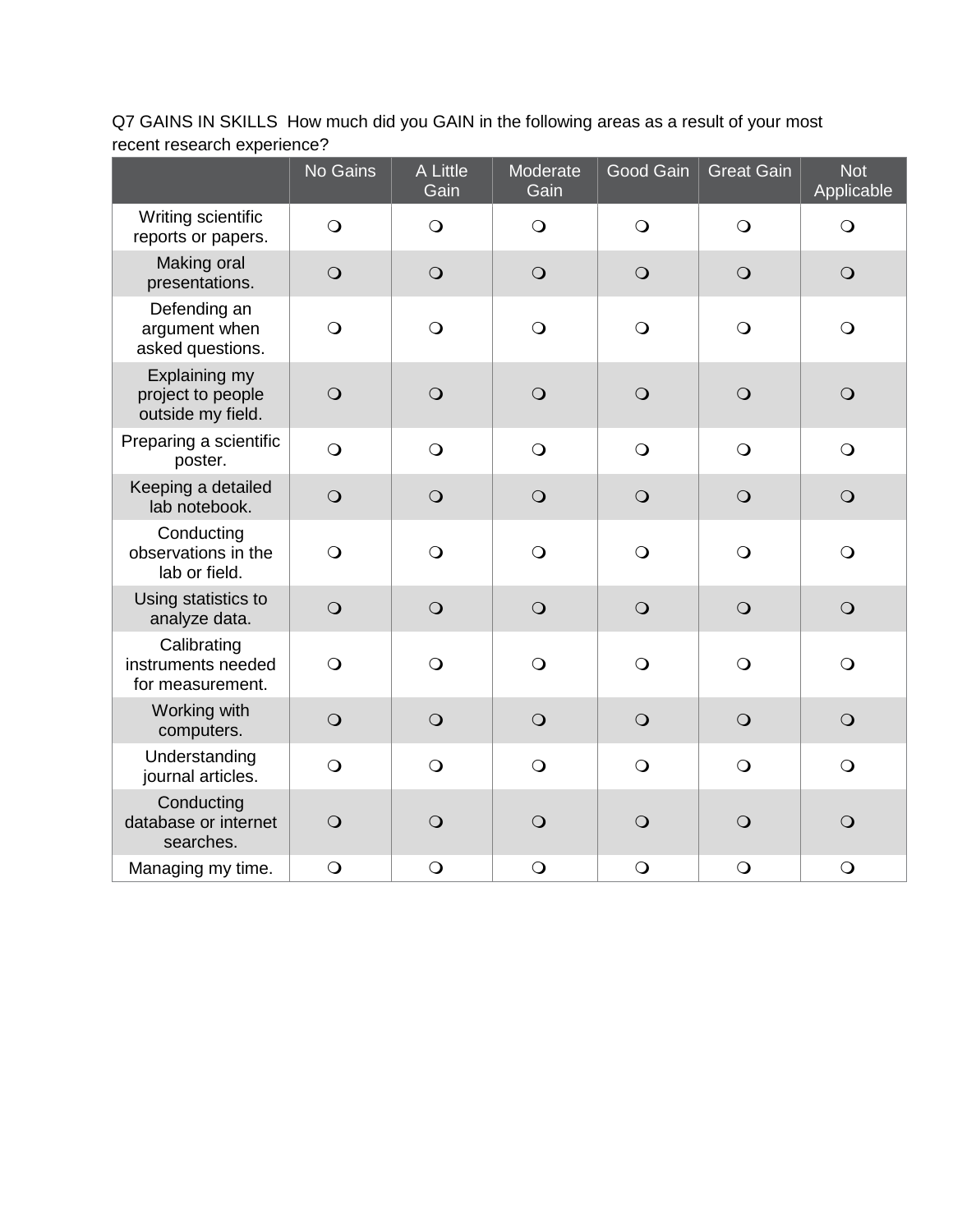Q7 GAINS IN SKILLS How much did you GAIN in the following areas as a result of your most recent research experience?

| | No Gains | A Little Gain | Moderate Gain | Good Gain | Great Gain | Not Applicable |
|---|---|---|---|---|---|---|
| Writing scientific reports or papers. | ❍ | ❍ | ❍ | ❍ | ❍ | ❍ |
| Making oral presentations. | ❍ | ❍ | ❍ | ❍ | ❍ | ❍ |
| Defending an argument when asked questions. | ❍ | ❍ | ❍ | ❍ | ❍ | ❍ |
| Explaining my project to people outside my field. | ❍ | ❍ | ❍ | ❍ | ❍ | ❍ |
| Preparing a scientific poster. | ❍ | ❍ | ❍ | ❍ | ❍ | ❍ |
| Keeping a detailed lab notebook. | ❍ | ❍ | ❍ | ❍ | ❍ | ❍ |
| Conducting observations in the lab or field. | ❍ | ❍ | ❍ | ❍ | ❍ | ❍ |
| Using statistics to analyze data. | ❍ | ❍ | ❍ | ❍ | ❍ | ❍ |
| Calibrating instruments needed for measurement. | ❍ | ❍ | ❍ | ❍ | ❍ | ❍ |
| Working with computers. | ❍ | ❍ | ❍ | ❍ | ❍ | ❍ |
| Understanding journal articles. | ❍ | ❍ | ❍ | ❍ | ❍ | ❍ |
| Conducting database or internet searches. | ❍ | ❍ | ❍ | ❍ | ❍ | ❍ |
| Managing my time. | ❍ | ❍ | ❍ | ❍ | ❍ | ❍ |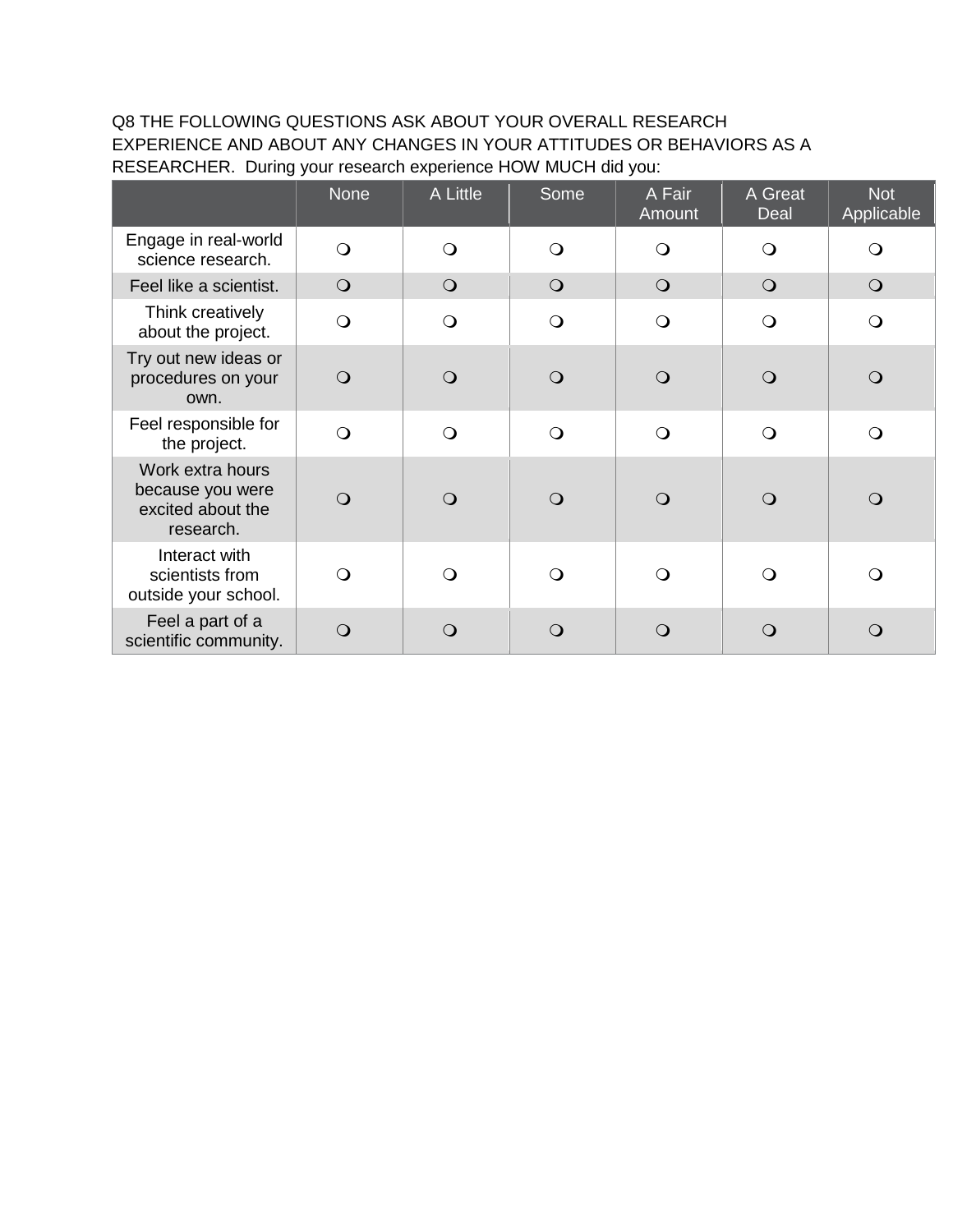Q8 THE FOLLOWING QUESTIONS ASK ABOUT YOUR OVERALL RESEARCH EXPERIENCE AND ABOUT ANY CHANGES IN YOUR ATTITUDES OR BEHAVIORS AS A RESEARCHER. During your research experience HOW MUCH did you:

| | None | A Little | Some | A Fair Amount | A Great Deal | Not Applicable |
|---|---|---|---|---|---|---|
| Engage in real-world science research. | ❍ | ❍ | ❍ | ❍ | ❍ | ❍ |
| Feel like a scientist. | ❍ | ❍ | ❍ | ❍ | ❍ | ❍ |
| Think creatively about the project. | ❍ | ❍ | ❍ | ❍ | ❍ | ❍ |
| Try out new ideas or procedures on your own. | ❍ | ❍ | ❍ | ❍ | ❍ | ❍ |
| Feel responsible for the project. | ❍ | ❍ | ❍ | ❍ | ❍ | ❍ |
| Work extra hours because you were excited about the research. | ❍ | ❍ | ❍ | ❍ | ❍ | ❍ |
| Interact with scientists from outside your school. | ❍ | ❍ | ❍ | ❍ | ❍ | ❍ |
| Feel a part of a scientific community. | ❍ | ❍ | ❍ | ❍ | ❍ | ❍ |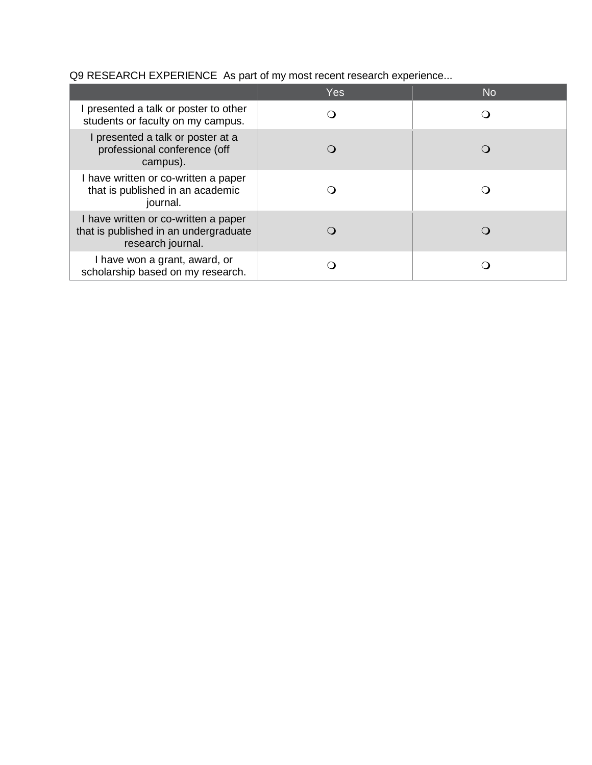Q9 RESEARCH EXPERIENCE As part of my most recent research experience...

| | Yes | No |
|---|---|---|
| I presented a talk or poster to other students or faculty on my campus. | ❍ | ❍ |
| I presented a talk or poster at a professional conference (off campus). | ❍ | ❍ |
| I have written or co-written a paper that is published in an academic journal. | ❍ | ❍ |
| I have written or co-written a paper that is published in an undergraduate research journal. | ❍ | ❍ |
| I have won a grant, award, or scholarship based on my research. | ❍ | ❍ |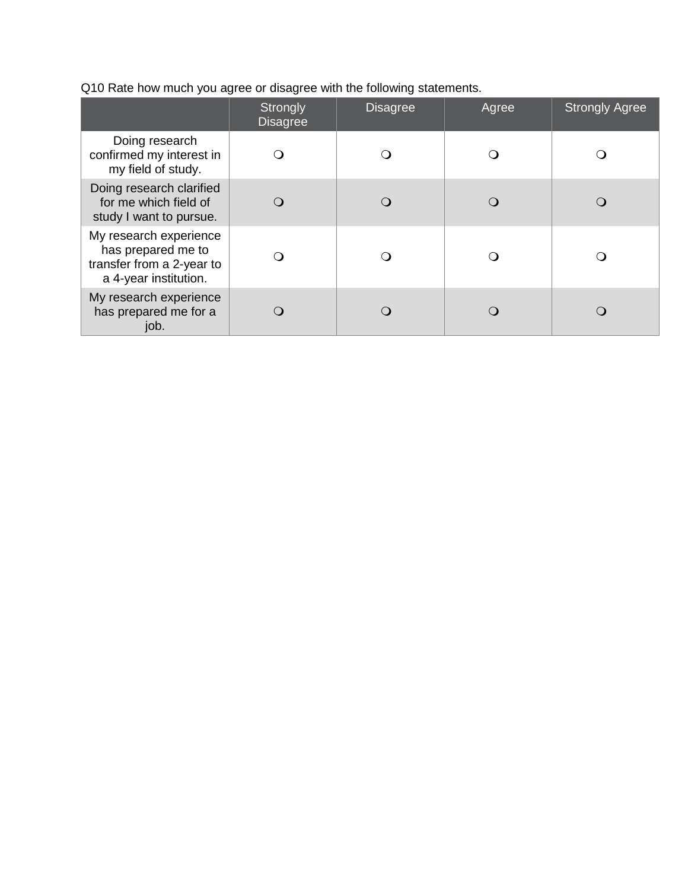Q10 Rate how much you agree or disagree with the following statements.

| | Strongly Disagree | Disagree | Agree | Strongly Agree |
|---|---|---|---|---|
| Doing research confirmed my interest in my field of study. | ❍ | ❍ | ❍ | ❍ |
| Doing research clarified for me which field of study I want to pursue. | ❍ | ❍ | ❍ | ❍ |
| My research experience has prepared me to transfer from a 2-year to a 4-year institution. | ❍ | ❍ | ❍ | ❍ |
| My research experience has prepared me for a job. | ❍ | ❍ | ❍ | ❍ |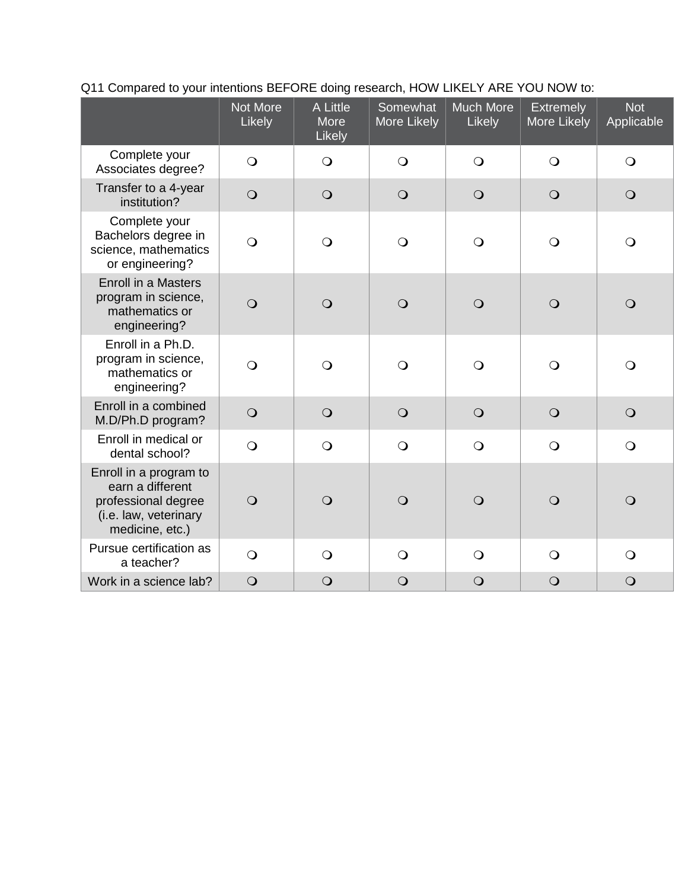Q11 Compared to your intentions BEFORE doing research, HOW LIKELY ARE YOU NOW to:

| | Not More Likely | A Little More Likely | Somewhat More Likely | Much More Likely | Extremely More Likely | Not Applicable |
|---|---|---|---|---|---|---|
| Complete your Associates degree? | ❍ | ❍ | ❍ | ❍ | ❍ | ❍ |
| Transfer to a 4-year institution? | ❍ | ❍ | ❍ | ❍ | ❍ | ❍ |
| Complete your Bachelors degree in science, mathematics or engineering? | ❍ | ❍ | ❍ | ❍ | ❍ | ❍ |
| Enroll in a Masters program in science, mathematics or engineering? | ❍ | ❍ | ❍ | ❍ | ❍ | ❍ |
| Enroll in a Ph.D. program in science, mathematics or engineering? | ❍ | ❍ | ❍ | ❍ | ❍ | ❍ |
| Enroll in a combined M.D/Ph.D program? | ❍ | ❍ | ❍ | ❍ | ❍ | ❍ |
| Enroll in medical or dental school? | ❍ | ❍ | ❍ | ❍ | ❍ | ❍ |
| Enroll in a program to earn a different professional degree (i.e. law, veterinary medicine, etc.) | ❍ | ❍ | ❍ | ❍ | ❍ | ❍ |
| Pursue certification as a teacher? | ❍ | ❍ | ❍ | ❍ | ❍ | ❍ |
| Work in a science lab? | ❍ | ❍ | ❍ | ❍ | ❍ | ❍ |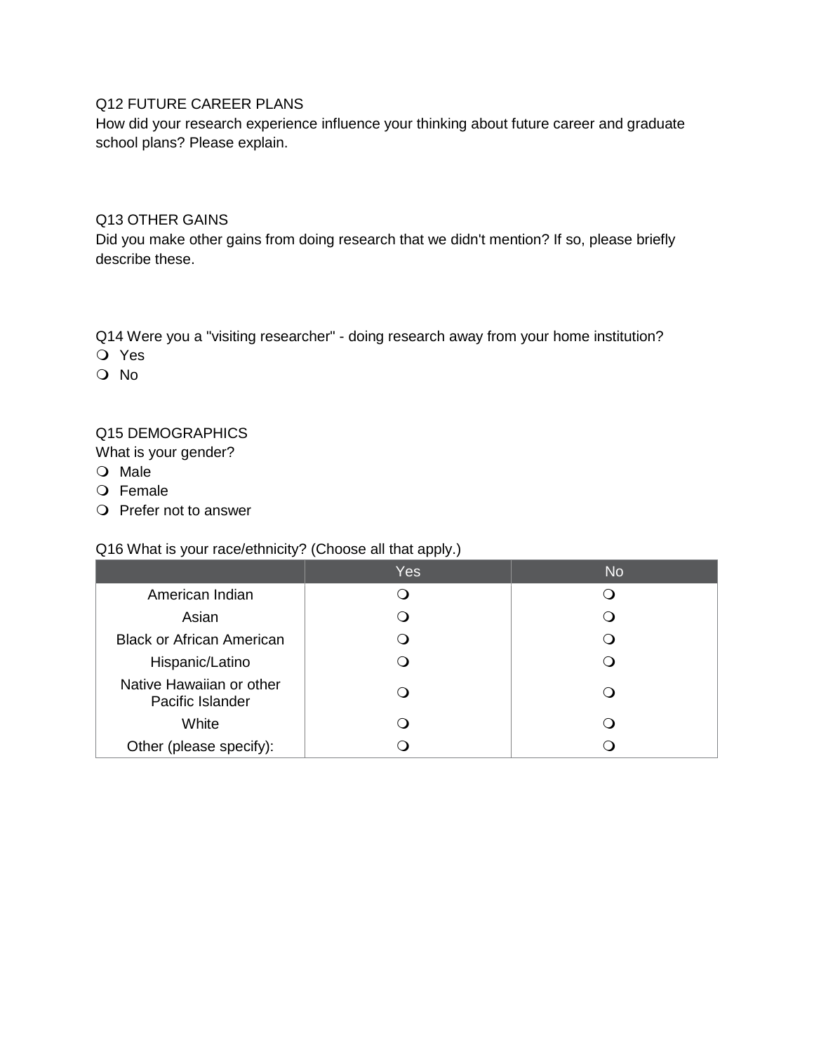Q12 FUTURE CAREER PLANS

How did your research experience influence your thinking about future career and graduate school plans? Please explain.

Q13 OTHER GAINS

Did you make other gains from doing research that we didn't mention? If so, please briefly describe these.

Q14 Were you a "visiting researcher" - doing research away from your home institution?

- ❍ Yes
- ❍ No

Q15 DEMOGRAPHICS

What is your gender?

- ❍ Male
- ❍ Female
- ❍ Prefer not to answer

Q16 What is your race/ethnicity? (Choose all that apply.)

| | Yes | No |
|---|---|---|
| American Indian | ❍ | ❍ |
| Asian | ❍ | ❍ |
| Black or African American | ❍ | ❍ |
| Hispanic/Latino | ❍ | ❍ |
| Native Hawaiian or other Pacific Islander | ❍ | ❍ |
| White | ❍ | ❍ |
| Other (please specify): | ❍ | ❍ |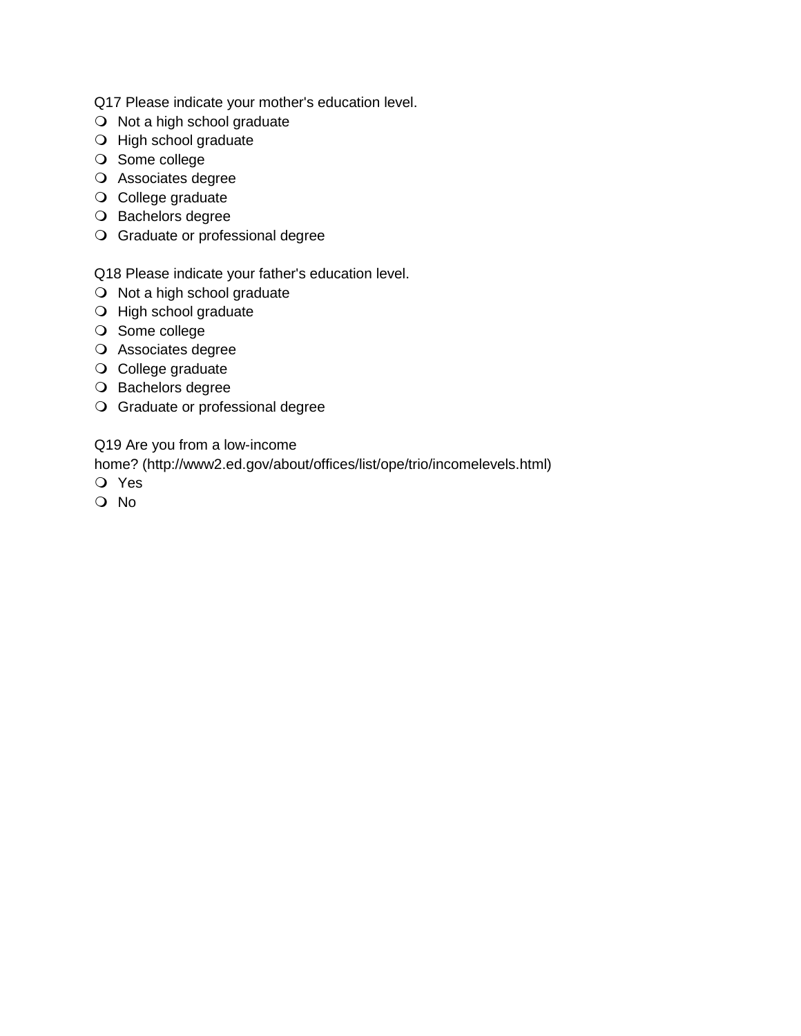Q17 Please indicate your mother's education level.

- Not a high school graduate
- High school graduate
- Some college
- Associates degree
- College graduate
- Bachelors degree
- Graduate or professional degree

Q18 Please indicate your father's education level.

- Not a high school graduate
- High school graduate
- Some college
- Associates degree
- College graduate
- Bachelors degree
- Graduate or professional degree

Q19 Are you from a low-income home? (http://www2.ed.gov/about/offices/list/ope/trio/incomelevels.html)

- Yes
- No